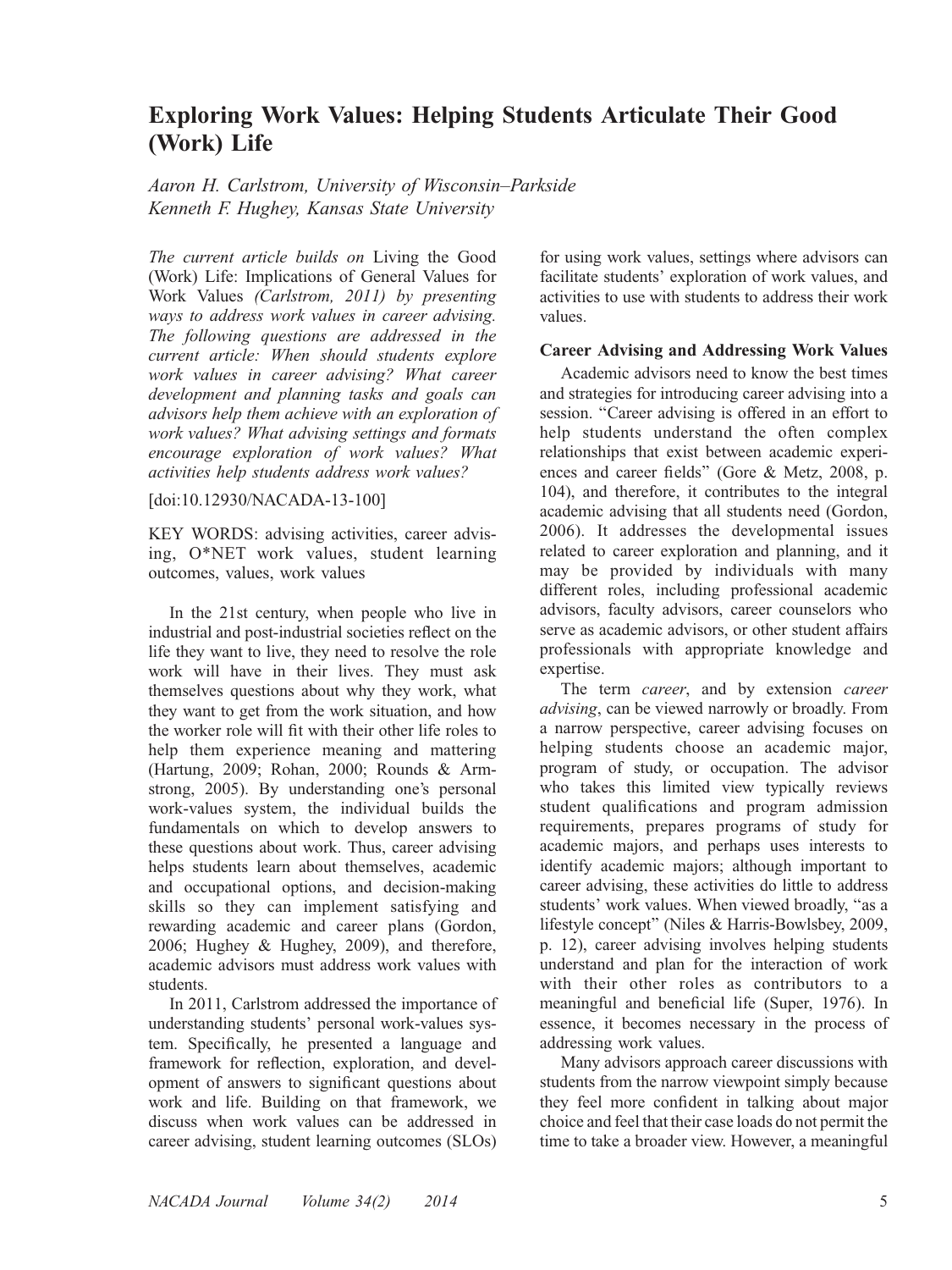# Exploring Work Values: Helping Students Articulate Their Good (Work) Life

*Aaron H. Carlstrom, University of Wisconsin–Parkside*
*Kenneth F. Hughey, Kansas State University*

*The current article builds on* Living the Good (Work) Life: Implications of General Values for Work Values *(Carlstrom, 2011) by presenting ways to address work values in career advising. The following questions are addressed in the current article: When should students explore work values in career advising? What career development and planning tasks and goals can advisors help them achieve with an exploration of work values? What advising settings and formats encourage exploration of work values? What activities help students address work values?*

[doi:10.12930/NACADA-13-100]

KEY WORDS: advising activities, career advising, O*NET work values, student learning outcomes, values, work values

In the 21st century, when people who live in industrial and post-industrial societies reflect on the life they want to live, they need to resolve the role work will have in their lives. They must ask themselves questions about why they work, what they want to get from the work situation, and how the worker role will fit with their other life roles to help them experience meaning and mattering (Hartung, 2009; Rohan, 2000; Rounds & Armstrong, 2005). By understanding one's personal work-values system, the individual builds the fundamentals on which to develop answers to these questions about work. Thus, career advising helps students learn about themselves, academic and occupational options, and decision-making skills so they can implement satisfying and rewarding academic and career plans (Gordon, 2006; Hughey & Hughey, 2009), and therefore, academic advisors must address work values with students.

In 2011, Carlstrom addressed the importance of understanding students' personal work-values system. Specifically, he presented a language and framework for reflection, exploration, and development of answers to significant questions about work and life. Building on that framework, we discuss when work values can be addressed in career advising, student learning outcomes (SLOs) for using work values, settings where advisors can facilitate students' exploration of work values, and activities to use with students to address their work values.

## Career Advising and Addressing Work Values

Academic advisors need to know the best times and strategies for introducing career advising into a session. "Career advising is offered in an effort to help students understand the often complex relationships that exist between academic experiences and career fields" (Gore & Metz, 2008, p. 104), and therefore, it contributes to the integral academic advising that all students need (Gordon, 2006). It addresses the developmental issues related to career exploration and planning, and it may be provided by individuals with many different roles, including professional academic advisors, faculty advisors, career counselors who serve as academic advisors, or other student affairs professionals with appropriate knowledge and expertise.

The term *career*, and by extension *career advising*, can be viewed narrowly or broadly. From a narrow perspective, career advising focuses on helping students choose an academic major, program of study, or occupation. The advisor who takes this limited view typically reviews student qualifications and program admission requirements, prepares programs of study for academic majors, and perhaps uses interests to identify academic majors; although important to career advising, these activities do little to address students' work values. When viewed broadly, "as a lifestyle concept" (Niles & Harris-Bowlsbey, 2009, p. 12), career advising involves helping students understand and plan for the interaction of work with their other roles as contributors to a meaningful and beneficial life (Super, 1976). In essence, it becomes necessary in the process of addressing work values.

Many advisors approach career discussions with students from the narrow viewpoint simply because they feel more confident in talking about major choice and feel that their case loads do not permit the time to take a broader view. However, a meaningful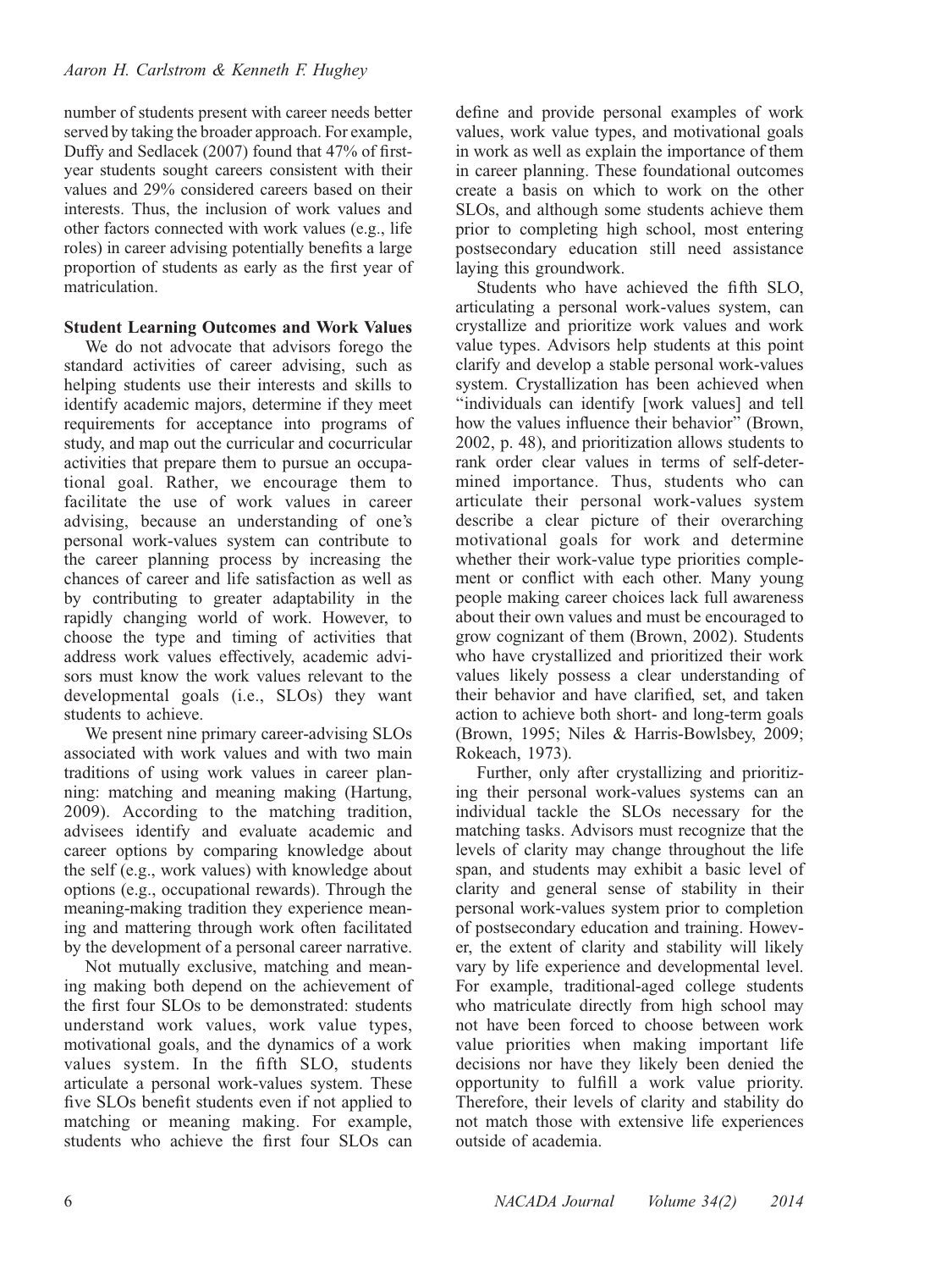number of students present with career needs better served by taking the broader approach. For example, Duffy and Sedlacek (2007) found that 47% of first-year students sought careers consistent with their values and 29% considered careers based on their interests. Thus, the inclusion of work values and other factors connected with work values (e.g., life roles) in career advising potentially benefits a large proportion of students as early as the first year of matriculation.

### Student Learning Outcomes and Work Values

We do not advocate that advisors forego the standard activities of career advising, such as helping students use their interests and skills to identify academic majors, determine if they meet requirements for acceptance into programs of study, and map out the curricular and cocurricular activities that prepare them to pursue an occupational goal. Rather, we encourage them to facilitate the use of work values in career advising, because an understanding of one's personal work-values system can contribute to the career planning process by increasing the chances of career and life satisfaction as well as by contributing to greater adaptability in the rapidly changing world of work. However, to choose the type and timing of activities that address work values effectively, academic advisors must know the work values relevant to the developmental goals (i.e., SLOs) they want students to achieve.

We present nine primary career-advising SLOs associated with work values and with two main traditions of using work values in career planning: matching and meaning making (Hartung, 2009). According to the matching tradition, advisees identify and evaluate academic and career options by comparing knowledge about the self (e.g., work values) with knowledge about options (e.g., occupational rewards). Through the meaning-making tradition they experience meaning and mattering through work often facilitated by the development of a personal career narrative.

Not mutually exclusive, matching and meaning making both depend on the achievement of the first four SLOs to be demonstrated: students understand work values, work value types, motivational goals, and the dynamics of a work values system. In the fifth SLO, students articulate a personal work-values system. These five SLOs benefit students even if not applied to matching or meaning making. For example, students who achieve the first four SLOs can define and provide personal examples of work values, work value types, and motivational goals in work as well as explain the importance of them in career planning. These foundational outcomes create a basis on which to work on the other SLOs, and although some students achieve them prior to completing high school, most entering postsecondary education still need assistance laying this groundwork.

Students who have achieved the fifth SLO, articulating a personal work-values system, can crystallize and prioritize work values and work value types. Advisors help students at this point clarify and develop a stable personal work-values system. Crystallization has been achieved when "individuals can identify [work values] and tell how the values influence their behavior" (Brown, 2002, p. 48), and prioritization allows students to rank order clear values in terms of self-determined importance. Thus, students who can articulate their personal work-values system describe a clear picture of their overarching motivational goals for work and determine whether their work-value type priorities complement or conflict with each other. Many young people making career choices lack full awareness about their own values and must be encouraged to grow cognizant of them (Brown, 2002). Students who have crystallized and prioritized their work values likely possess a clear understanding of their behavior and have clarified, set, and taken action to achieve both short- and long-term goals (Brown, 1995; Niles & Harris-Bowlsbey, 2009; Rokeach, 1973).

Further, only after crystallizing and prioritizing their personal work-values systems can an individual tackle the SLOs necessary for the matching tasks. Advisors must recognize that the levels of clarity may change throughout the life span, and students may exhibit a basic level of clarity and general sense of stability in their personal work-values system prior to completion of postsecondary education and training. However, the extent of clarity and stability will likely vary by life experience and developmental level. For example, traditional-aged college students who matriculate directly from high school may not have been forced to choose between work value priorities when making important life decisions nor have they likely been denied the opportunity to fulfill a work value priority. Therefore, their levels of clarity and stability do not match those with extensive life experiences outside of academia.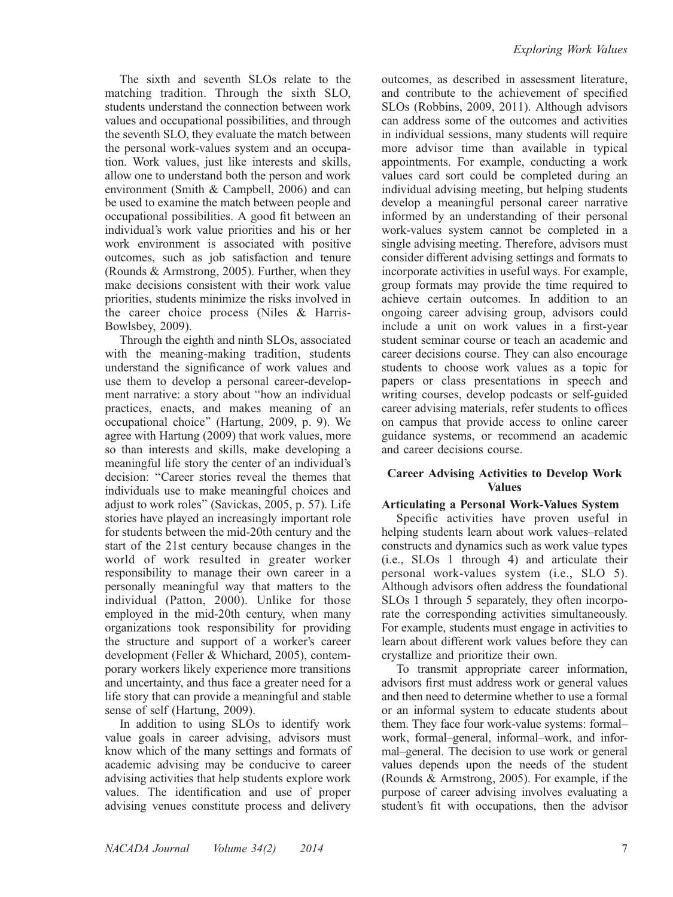The sixth and seventh SLOs relate to the matching tradition. Through the sixth SLO, students understand the connection between work values and occupational possibilities, and through the seventh SLO, they evaluate the match between the personal work-values system and an occupation. Work values, just like interests and skills, allow one to understand both the person and work environment (Smith & Campbell, 2006) and can be used to examine the match between people and occupational possibilities. A good fit between an individual's work value priorities and his or her work environment is associated with positive outcomes, such as job satisfaction and tenure (Rounds & Armstrong, 2005). Further, when they make decisions consistent with their work value priorities, students minimize the risks involved in the career choice process (Niles & Harris-Bowlsbey, 2009).

Through the eighth and ninth SLOs, associated with the meaning-making tradition, students understand the significance of work values and use them to develop a personal career-development narrative: a story about "how an individual practices, enacts, and makes meaning of an occupational choice" (Hartung, 2009, p. 9). We agree with Hartung (2009) that work values, more so than interests and skills, make developing a meaningful life story the center of an individual's decision: "Career stories reveal the themes that individuals use to make meaningful choices and adjust to work roles" (Savickas, 2005, p. 57). Life stories have played an increasingly important role for students between the mid-20th century and the start of the 21st century because changes in the world of work resulted in greater worker responsibility to manage their own career in a personally meaningful way that matters to the individual (Patton, 2000). Unlike for those employed in the mid-20th century, when many organizations took responsibility for providing the structure and support of a worker's career development (Feller & Whichard, 2005), contemporary workers likely experience more transitions and uncertainty, and thus face a greater need for a life story that can provide a meaningful and stable sense of self (Hartung, 2009).

In addition to using SLOs to identify work value goals in career advising, advisors must know which of the many settings and formats of academic advising may be conducive to career advising activities that help students explore work values. The identification and use of proper advising venues constitute process and delivery outcomes, as described in assessment literature, and contribute to the achievement of specified SLOs (Robbins, 2009, 2011). Although advisors can address some of the outcomes and activities in individual sessions, many students will require more advisor time than available in typical appointments. For example, conducting a work values card sort could be completed during an individual advising meeting, but helping students develop a meaningful personal career narrative informed by an understanding of their personal work-values system cannot be completed in a single advising meeting. Therefore, advisors must consider different advising settings and formats to incorporate activities in useful ways. For example, group formats may provide the time required to achieve certain outcomes. In addition to an ongoing career advising group, advisors could include a unit on work values in a first-year student seminar course or teach an academic and career decisions course. They can also encourage students to choose work values as a topic for papers or class presentations in speech and writing courses, develop podcasts or self-guided career advising materials, refer students to offices on campus that provide access to online career guidance systems, or recommend an academic and career decisions course.

## Career Advising Activities to Develop Work Values

### Articulating a Personal Work-Values System

Specific activities have proven useful in helping students learn about work values–related constructs and dynamics such as work value types (i.e., SLOs 1 through 4) and articulate their personal work-values system (i.e., SLO 5). Although advisors often address the foundational SLOs 1 through 5 separately, they often incorporate the corresponding activities simultaneously. For example, students must engage in activities to learn about different work values before they can crystallize and prioritize their own.

To transmit appropriate career information, advisors first must address work or general values and then need to determine whether to use a formal or an informal system to educate students about them. They face four work-value systems: formal–work, formal–general, informal–work, and informal–general. The decision to use work or general values depends upon the needs of the student (Rounds & Armstrong, 2005). For example, if the purpose of career advising involves evaluating a student's fit with occupations, then the advisor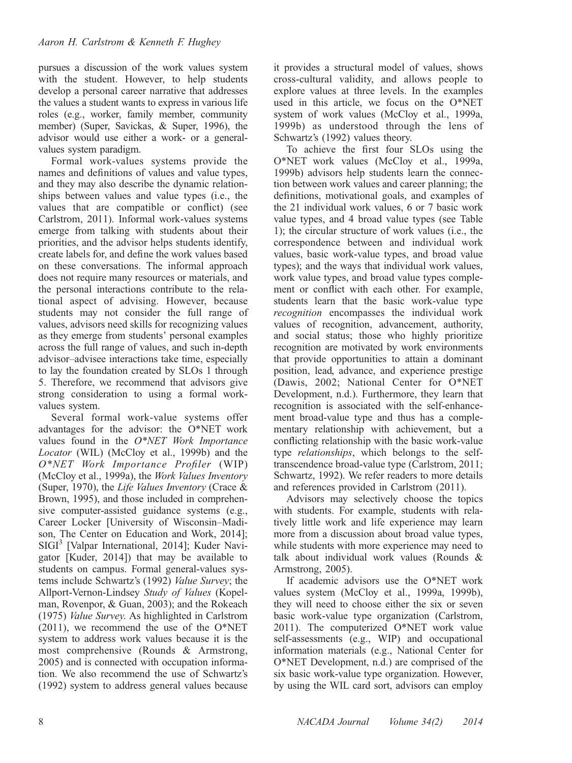pursues a discussion of the work values system with the student. However, to help students develop a personal career narrative that addresses the values a student wants to express in various life roles (e.g., worker, family member, community member) (Super, Savickas, & Super, 1996), the advisor would use either a work- or a general-values system paradigm.

Formal work-values systems provide the names and definitions of values and value types, and they may also describe the dynamic relationships between values and value types (i.e., the values that are compatible or conflict) (see Carlstrom, 2011). Informal work-values systems emerge from talking with students about their priorities, and the advisor helps students identify, create labels for, and define the work values based on these conversations. The informal approach does not require many resources or materials, and the personal interactions contribute to the relational aspect of advising. However, because students may not consider the full range of values, advisors need skills for recognizing values as they emerge from students' personal examples across the full range of values, and such in-depth advisor–advisee interactions take time, especially to lay the foundation created by SLOs 1 through 5. Therefore, we recommend that advisors give strong consideration to using a formal work-values system.

Several formal work-value systems offer advantages for the advisor: the O*NET work values found in the *O*NET Work Importance Locator* (WIL) (McCloy et al., 1999b) and the *O*NET Work Importance Profiler* (WIP) (McCloy et al., 1999a), the *Work Values Inventory* (Super, 1970), the *Life Values Inventory* (Crace & Brown, 1995), and those included in comprehensive computer-assisted guidance systems (e.g., Career Locker [University of Wisconsin–Madison, The Center on Education and Work, 2014]; SIGI[3] [Valpar International, 2014]; Kuder Navigator [Kuder, 2014]) that may be available to students on campus. Formal general-values systems include Schwartz's (1992) *Value Survey*; the Allport-Vernon-Lindsey *Study of Values* (Kopelman, Rovenpor, & Guan, 2003); and the Rokeach (1975) *Value Survey*. As highlighted in Carlstrom (2011), we recommend the use of the O*NET system to address work values because it is the most comprehensive (Rounds & Armstrong, 2005) and is connected with occupation information. We also recommend the use of Schwartz's (1992) system to address general values because it provides a structural model of values, shows cross-cultural validity, and allows people to explore values at three levels. In the examples used in this article, we focus on the O*NET system of work values (McCloy et al., 1999a, 1999b) as understood through the lens of Schwartz's (1992) values theory.

To achieve the first four SLOs using the O*NET work values (McCloy et al., 1999a, 1999b) advisors help students learn the connection between work values and career planning; the definitions, motivational goals, and examples of the 21 individual work values, 6 or 7 basic work value types, and 4 broad value types (see Table 1); the circular structure of work values (i.e., the correspondence between and individual work values, basic work-value types, and broad value types); and the ways that individual work values, work value types, and broad value types complement or conflict with each other. For example, students learn that the basic work-value type *recognition* encompasses the individual work values of recognition, advancement, authority, and social status; those who highly prioritize recognition are motivated by work environments that provide opportunities to attain a dominant position, lead, advance, and experience prestige (Dawis, 2002; National Center for O*NET Development, n.d.). Furthermore, they learn that recognition is associated with the self-enhancement broad-value type and thus has a complementary relationship with achievement, but a conflicting relationship with the basic work-value type *relationships*, which belongs to the self-transcendence broad-value type (Carlstrom, 2011; Schwartz, 1992). We refer readers to more details and references provided in Carlstrom (2011).

Advisors may selectively choose the topics with students. For example, students with relatively little work and life experience may learn more from a discussion about broad value types, while students with more experience may need to talk about individual work values (Rounds & Armstrong, 2005).

If academic advisors use the O*NET work values system (McCloy et al., 1999a, 1999b), they will need to choose either the six or seven basic work-value type organization (Carlstrom, 2011). The computerized O*NET work value self-assessments (e.g., WIP) and occupational information materials (e.g., National Center for O*NET Development, n.d.) are comprised of the six basic work-value type organization. However, by using the WIL card sort, advisors can employ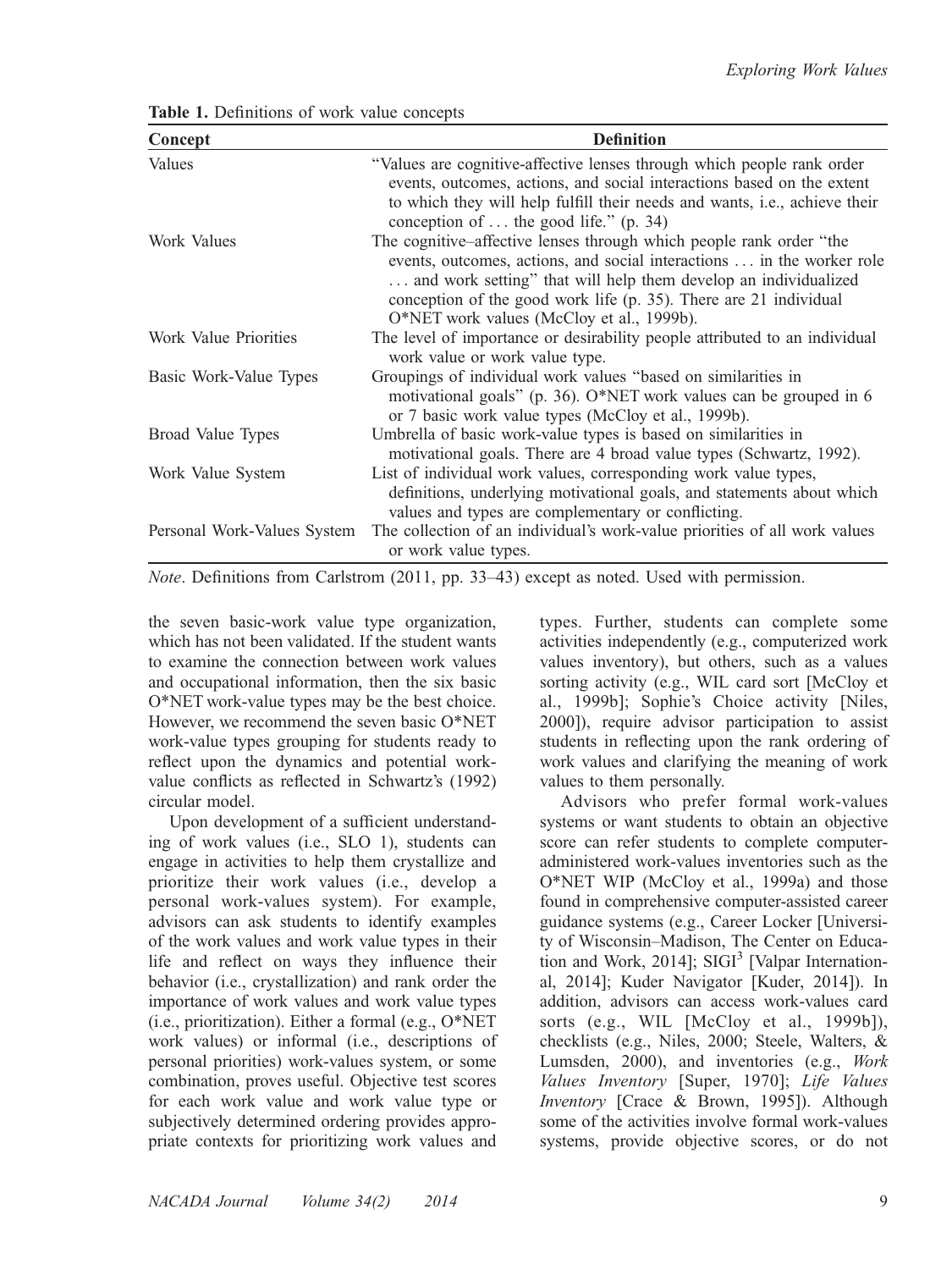**Table 1.** Definitions of work value concepts

| Concept | Definition |
|---|---|
| Values | "Values are cognitive-affective lenses through which people rank order events, outcomes, actions, and social interactions based on the extent to which they will help fulfill their needs and wants, i.e., achieve their conception of . . . the good life." (p. 34) |
| Work Values | The cognitive–affective lenses through which people rank order "the events, outcomes, actions, and social interactions . . . in the worker role . . . and work setting" that will help them develop an individualized conception of the good work life (p. 35). There are 21 individual O*NET work values (McCloy et al., 1999b). |
| Work Value Priorities | The level of importance or desirability people attributed to an individual work value or work value type. |
| Basic Work-Value Types | Groupings of individual work values "based on similarities in motivational goals" (p. 36). O*NET work values can be grouped in 6 or 7 basic work value types (McCloy et al., 1999b). |
| Broad Value Types | Umbrella of basic work-value types is based on similarities in motivational goals. There are 4 broad value types (Schwartz, 1992). |
| Work Value System | List of individual work values, corresponding work value types, definitions, underlying motivational goals, and statements about which values and types are complementary or conflicting. |
| Personal Work-Values System | The collection of an individual's work-value priorities of all work values or work value types. |

*Note*. Definitions from Carlstrom (2011, pp. 33–43) except as noted. Used with permission.

the seven basic-work value type organization, which has not been validated. If the student wants to examine the connection between work values and occupational information, then the six basic O*NET work-value types may be the best choice. However, we recommend the seven basic O*NET work-value types grouping for students ready to reflect upon the dynamics and potential work-value conflicts as reflected in Schwartz's (1992) circular model.

Upon development of a sufficient understanding of work values (i.e., SLO 1), students can engage in activities to help them crystallize and prioritize their work values (i.e., develop a personal work-values system). For example, advisors can ask students to identify examples of the work values and work value types in their life and reflect on ways they influence their behavior (i.e., crystallization) and rank order the importance of work values and work value types (i.e., prioritization). Either a formal (e.g., O*NET work values) or informal (i.e., descriptions of personal priorities) work-values system, or some combination, proves useful. Objective test scores for each work value and work value type or subjectively determined ordering provides appropriate contexts for prioritizing work values and types. Further, students can complete some activities independently (e.g., computerized work values inventory), but others, such as a values sorting activity (e.g., WIL card sort [McCloy et al., 1999b]; Sophie's Choice activity [Niles, 2000]), require advisor participation to assist students in reflecting upon the rank ordering of work values and clarifying the meaning of work values to them personally.

Advisors who prefer formal work-values systems or want students to obtain an objective score can refer students to complete computer-administered work-values inventories such as the O*NET WIP (McCloy et al., 1999a) and those found in comprehensive computer-assisted career guidance systems (e.g., Career Locker [University of Wisconsin–Madison, The Center on Education and Work, 2014]; SIGI[3] [Valpar International, 2014]; Kuder Navigator [Kuder, 2014]). In addition, advisors can access work-values card sorts (e.g., WIL [McCloy et al., 1999b]), checklists (e.g., Niles, 2000; Steele, Walters, & Lumsden, 2000), and inventories (e.g., *Work Values Inventory* [Super, 1970]; *Life Values Inventory* [Crace & Brown, 1995]). Although some of the activities involve formal work-values systems, provide objective scores, or do not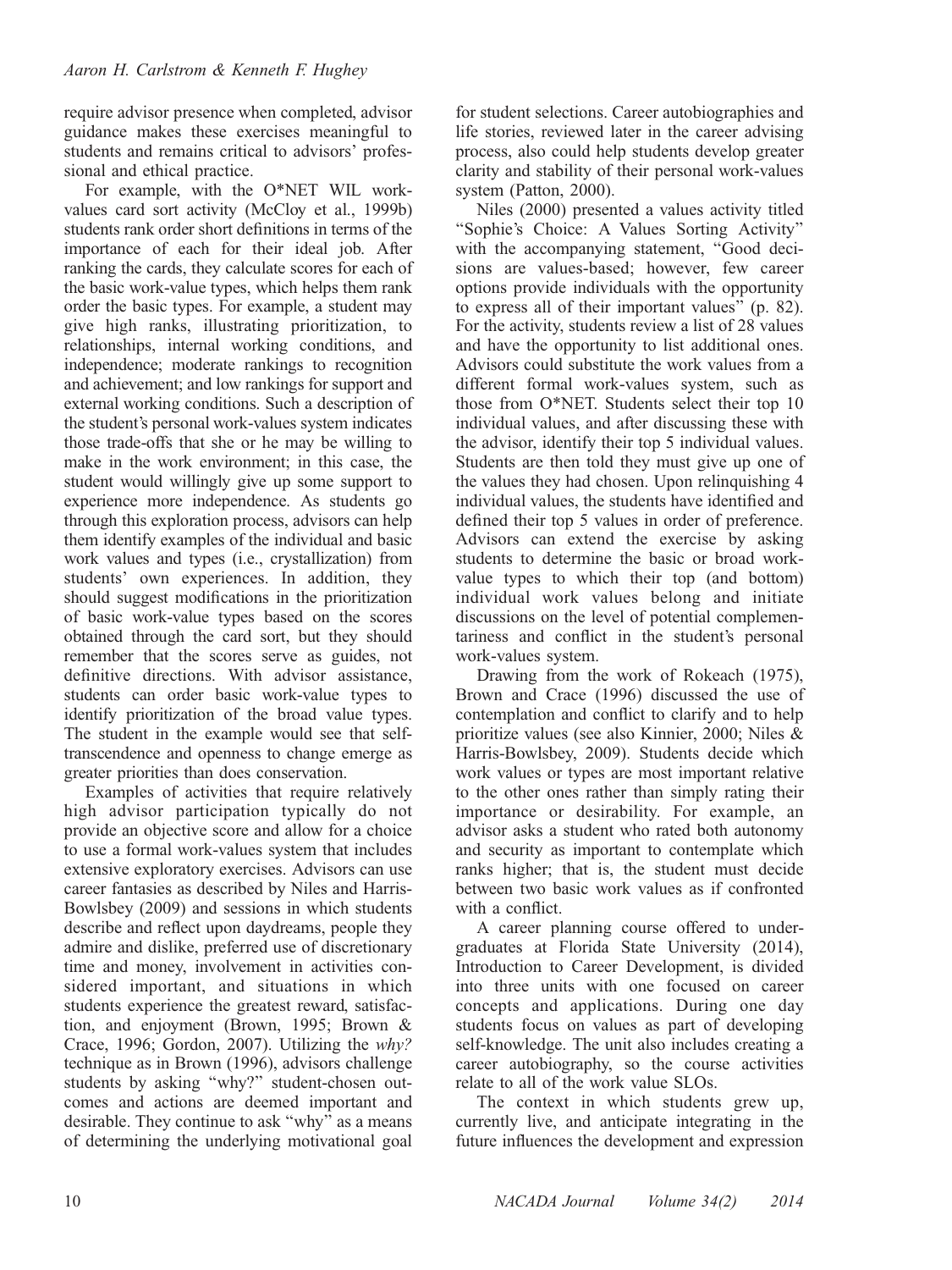require advisor presence when completed, advisor guidance makes these exercises meaningful to students and remains critical to advisors' professional and ethical practice.

For example, with the O*NET WIL work-values card sort activity (McCloy et al., 1999b) students rank order short definitions in terms of the importance of each for their ideal job. After ranking the cards, they calculate scores for each of the basic work-value types, which helps them rank order the basic types. For example, a student may give high ranks, illustrating prioritization, to relationships, internal working conditions, and independence; moderate rankings to recognition and achievement; and low rankings for support and external working conditions. Such a description of the student's personal work-values system indicates those trade-offs that she or he may be willing to make in the work environment; in this case, the student would willingly give up some support to experience more independence. As students go through this exploration process, advisors can help them identify examples of the individual and basic work values and types (i.e., crystallization) from students' own experiences. In addition, they should suggest modifications in the prioritization of basic work-value types based on the scores obtained through the card sort, but they should remember that the scores serve as guides, not definitive directions. With advisor assistance, students can order basic work-value types to identify prioritization of the broad value types. The student in the example would see that self-transcendence and openness to change emerge as greater priorities than does conservation.

Examples of activities that require relatively high advisor participation typically do not provide an objective score and allow for a choice to use a formal work-values system that includes extensive exploratory exercises. Advisors can use career fantasies as described by Niles and Harris-Bowlsbey (2009) and sessions in which students describe and reflect upon daydreams, people they admire and dislike, preferred use of discretionary time and money, involvement in activities considered important, and situations in which students experience the greatest reward, satisfaction, and enjoyment (Brown, 1995; Brown & Crace, 1996; Gordon, 2007). Utilizing the *why?* technique as in Brown (1996), advisors challenge students by asking "why?" student-chosen outcomes and actions are deemed important and desirable. They continue to ask "why" as a means of determining the underlying motivational goal for student selections. Career autobiographies and life stories, reviewed later in the career advising process, also could help students develop greater clarity and stability of their personal work-values system (Patton, 2000).

Niles (2000) presented a values activity titled "Sophie's Choice: A Values Sorting Activity" with the accompanying statement, "Good decisions are values-based; however, few career options provide individuals with the opportunity to express all of their important values" (p. 82). For the activity, students review a list of 28 values and have the opportunity to list additional ones. Advisors could substitute the work values from a different formal work-values system, such as those from O*NET. Students select their top 10 individual values, and after discussing these with the advisor, identify their top 5 individual values. Students are then told they must give up one of the values they had chosen. Upon relinquishing 4 individual values, the students have identified and defined their top 5 values in order of preference. Advisors can extend the exercise by asking students to determine the basic or broad work-value types to which their top (and bottom) individual work values belong and initiate discussions on the level of potential complementariness and conflict in the student's personal work-values system.

Drawing from the work of Rokeach (1975), Brown and Crace (1996) discussed the use of contemplation and conflict to clarify and to help prioritize values (see also Kinnier, 2000; Niles & Harris-Bowlsbey, 2009). Students decide which work values or types are most important relative to the other ones rather than simply rating their importance or desirability. For example, an advisor asks a student who rated both autonomy and security as important to contemplate which ranks higher; that is, the student must decide between two basic work values as if confronted with a conflict.

A career planning course offered to undergraduates at Florida State University (2014), Introduction to Career Development, is divided into three units with one focused on career concepts and applications. During one day students focus on values as part of developing self-knowledge. The unit also includes creating a career autobiography, so the course activities relate to all of the work value SLOs.

The context in which students grew up, currently live, and anticipate integrating in the future influences the development and expression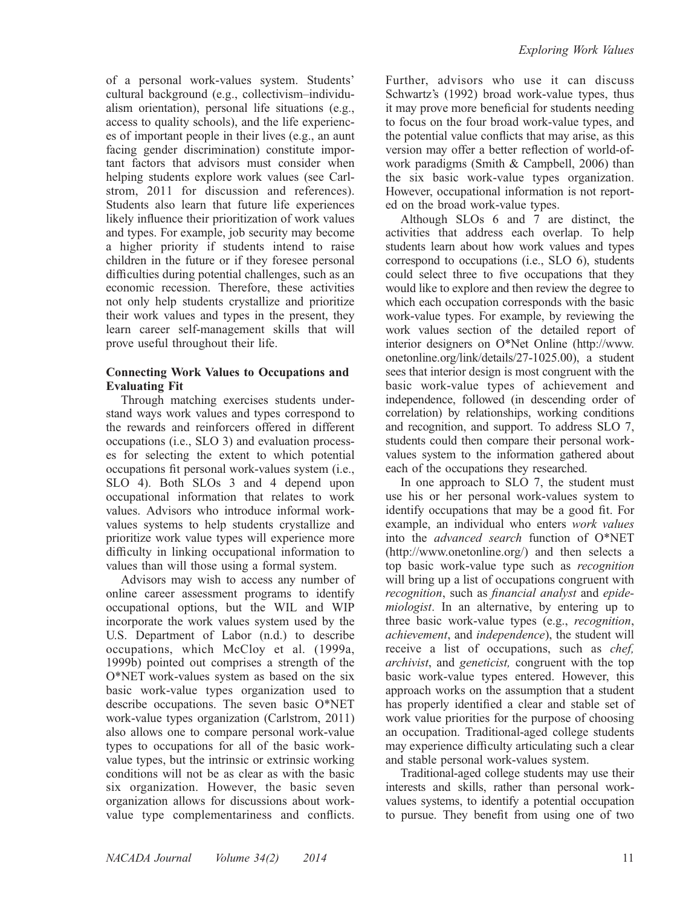of a personal work-values system. Students' cultural background (e.g., collectivism–individualism orientation), personal life situations (e.g., access to quality schools), and the life experiences of important people in their lives (e.g., an aunt facing gender discrimination) constitute important factors that advisors must consider when helping students explore work values (see Carlstrom, 2011 for discussion and references). Students also learn that future life experiences likely influence their prioritization of work values and types. For example, job security may become a higher priority if students intend to raise children in the future or if they foresee personal difficulties during potential challenges, such as an economic recession. Therefore, these activities not only help students crystallize and prioritize their work values and types in the present, they learn career self-management skills that will prove useful throughout their life.

**Connecting Work Values to Occupations and Evaluating Fit**

Through matching exercises students understand ways work values and types correspond to the rewards and reinforcers offered in different occupations (i.e., SLO 3) and evaluation processes for selecting the extent to which potential occupations fit personal work-values system (i.e., SLO 4). Both SLOs 3 and 4 depend upon occupational information that relates to work values. Advisors who introduce informal work-values systems to help students crystallize and prioritize work value types will experience more difficulty in linking occupational information to values than will those using a formal system.

Advisors may wish to access any number of online career assessment programs to identify occupational options, but the WIL and WIP incorporate the work values system used by the U.S. Department of Labor (n.d.) to describe occupations, which McCloy et al. (1999a, 1999b) pointed out comprises a strength of the O*NET work-values system as based on the six basic work-value types organization used to describe occupations. The seven basic O*NET work-value types organization (Carlstrom, 2011) also allows one to compare personal work-value types to occupations for all of the basic work-value types, but the intrinsic or extrinsic working conditions will not be as clear as with the basic six organization. However, the basic seven organization allows for discussions about work-value type complementariness and conflicts. Further, advisors who use it can discuss Schwartz's (1992) broad work-value types, thus it may prove more beneficial for students needing to focus on the four broad work-value types, and the potential value conflicts that may arise, as this version may offer a better reflection of world-of-work paradigms (Smith & Campbell, 2006) than the six basic work-value types organization. However, occupational information is not reported on the broad work-value types.

Although SLOs 6 and 7 are distinct, the activities that address each overlap. To help students learn about how work values and types correspond to occupations (i.e., SLO 6), students could select three to five occupations that they would like to explore and then review the degree to which each occupation corresponds with the basic work-value types. For example, by reviewing the work values section of the detailed report of interior designers on O*Net Online (http://www.onetonline.org/link/details/27-1025.00), a student sees that interior design is most congruent with the basic work-value types of achievement and independence, followed (in descending order of correlation) by relationships, working conditions and recognition, and support. To address SLO 7, students could then compare their personal work-values system to the information gathered about each of the occupations they researched.

In one approach to SLO 7, the student must use his or her personal work-values system to identify occupations that may be a good fit. For example, an individual who enters *work values* into the *advanced search* function of O*NET (http://www.onetonline.org/) and then selects a top basic work-value type such as *recognition* will bring up a list of occupations congruent with *recognition*, such as *financial analyst* and *epidemiologist*. In an alternative, by entering up to three basic work-value types (e.g., *recognition*, *achievement*, and *independence*), the student will receive a list of occupations, such as *chef, archivist*, and *geneticist,* congruent with the top basic work-value types entered. However, this approach works on the assumption that a student has properly identified a clear and stable set of work value priorities for the purpose of choosing an occupation. Traditional-aged college students may experience difficulty articulating such a clear and stable personal work-values system.

Traditional-aged college students may use their interests and skills, rather than personal work-values systems, to identify a potential occupation to pursue. They benefit from using one of two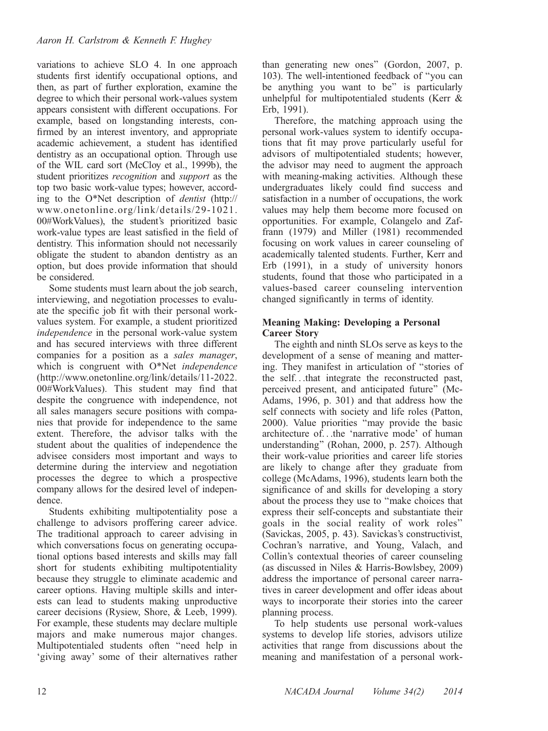variations to achieve SLO 4. In one approach students first identify occupational options, and then, as part of further exploration, examine the degree to which their personal work-values system appears consistent with different occupations. For example, based on longstanding interests, confirmed by an interest inventory, and appropriate academic achievement, a student has identified dentistry as an occupational option. Through use of the WIL card sort (McCloy et al., 1999b), the student prioritizes *recognition* and *support* as the top two basic work-value types; however, according to the O*Net description of *dentist* (http://www.onetonline.org/link/details/29-1021.00#WorkValues), the student's prioritized basic work-value types are least satisfied in the field of dentistry. This information should not necessarily obligate the student to abandon dentistry as an option, but does provide information that should be considered.

Some students must learn about the job search, interviewing, and negotiation processes to evaluate the specific job fit with their personal work-values system. For example, a student prioritized *independence* in the personal work-value system and has secured interviews with three different companies for a position as a *sales manager*, which is congruent with O*Net *independence* (http://www.onetonline.org/link/details/11-2022.00#WorkValues). This student may find that despite the congruence with independence, not all sales managers secure positions with companies that provide for independence to the same extent. Therefore, the advisor talks with the student about the qualities of independence the advisee considers most important and ways to determine during the interview and negotiation processes the degree to which a prospective company allows for the desired level of independence.

Students exhibiting multipotentiality pose a challenge to advisors proffering career advice. The traditional approach to career advising in which conversations focus on generating occupational options based interests and skills may fall short for students exhibiting multipotentiality because they struggle to eliminate academic and career options. Having multiple skills and interests can lead to students making unproductive career decisions (Rysiew, Shore, & Leeb, 1999). For example, these students may declare multiple majors and make numerous major changes. Multipotentialed students often "need help in 'giving away' some of their alternatives rather than generating new ones" (Gordon, 2007, p. 103). The well-intentioned feedback of "you can be anything you want to be" is particularly unhelpful for multipotentialed students (Kerr & Erb, 1991).

Therefore, the matching approach using the personal work-values system to identify occupations that fit may prove particularly useful for advisors of multipotentialed students; however, the advisor may need to augment the approach with meaning-making activities. Although these undergraduates likely could find success and satisfaction in a number of occupations, the work values may help them become more focused on opportunities. For example, Colangelo and Zaffrann (1979) and Miller (1981) recommended focusing on work values in career counseling of academically talented students. Further, Kerr and Erb (1991), in a study of university honors students, found that those who participated in a values-based career counseling intervention changed significantly in terms of identity.

### Meaning Making: Developing a Personal Career Story

The eighth and ninth SLOs serve as keys to the development of a sense of meaning and mattering. They manifest in articulation of "stories of the self…that integrate the reconstructed past, perceived present, and anticipated future" (McAdams, 1996, p. 301) and that address how the self connects with society and life roles (Patton, 2000). Value priorities "may provide the basic architecture of…the 'narrative mode' of human understanding" (Rohan, 2000, p. 257). Although their work-value priorities and career life stories are likely to change after they graduate from college (McAdams, 1996), students learn both the significance of and skills for developing a story about the process they use to "make choices that express their self-concepts and substantiate their goals in the social reality of work roles" (Savickas, 2005, p. 43). Savickas's constructivist, Cochran's narrative, and Young, Valach, and Collin's contextual theories of career counseling (as discussed in Niles & Harris-Bowlsbey, 2009) address the importance of personal career narratives in career development and offer ideas about ways to incorporate their stories into the career planning process.

To help students use personal work-values systems to develop life stories, advisors utilize activities that range from discussions about the meaning and manifestation of a personal work-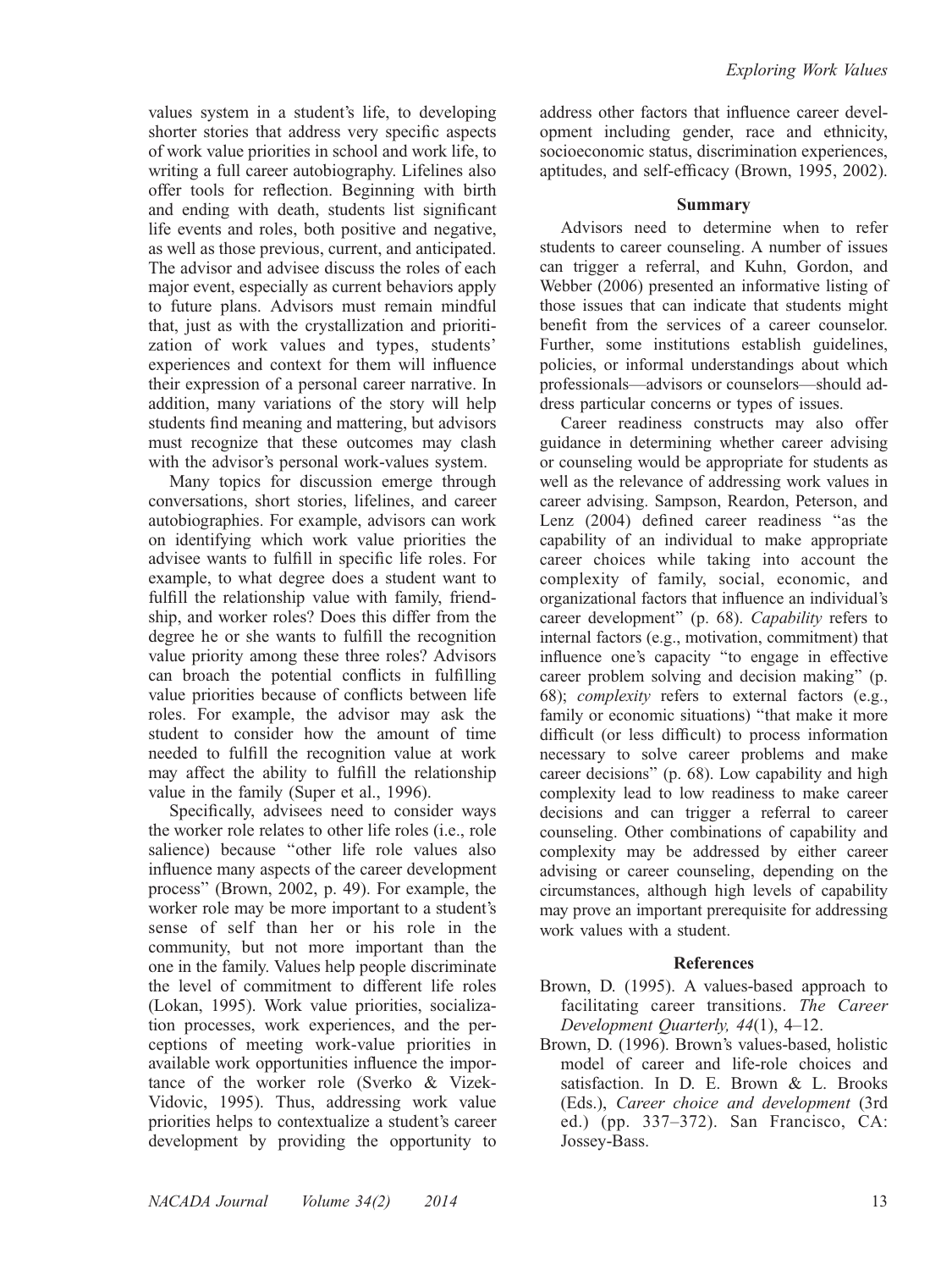values system in a student's life, to developing shorter stories that address very specific aspects of work value priorities in school and work life, to writing a full career autobiography. Lifelines also offer tools for reflection. Beginning with birth and ending with death, students list significant life events and roles, both positive and negative, as well as those previous, current, and anticipated. The advisor and advisee discuss the roles of each major event, especially as current behaviors apply to future plans. Advisors must remain mindful that, just as with the crystallization and prioritization of work values and types, students' experiences and context for them will influence their expression of a personal career narrative. In addition, many variations of the story will help students find meaning and mattering, but advisors must recognize that these outcomes may clash with the advisor's personal work-values system.

Many topics for discussion emerge through conversations, short stories, lifelines, and career autobiographies. For example, advisors can work on identifying which work value priorities the advisee wants to fulfill in specific life roles. For example, to what degree does a student want to fulfill the relationship value with family, friendship, and worker roles? Does this differ from the degree he or she wants to fulfill the recognition value priority among these three roles? Advisors can broach the potential conflicts in fulfilling value priorities because of conflicts between life roles. For example, the advisor may ask the student to consider how the amount of time needed to fulfill the recognition value at work may affect the ability to fulfill the relationship value in the family (Super et al., 1996).

Specifically, advisees need to consider ways the worker role relates to other life roles (i.e., role salience) because "other life role values also influence many aspects of the career development process" (Brown, 2002, p. 49). For example, the worker role may be more important to a student's sense of self than her or his role in the community, but not more important than the one in the family. Values help people discriminate the level of commitment to different life roles (Lokan, 1995). Work value priorities, socialization processes, work experiences, and the perceptions of meeting work-value priorities in available work opportunities influence the importance of the worker role (Sverko & Vizek-Vidovic, 1995). Thus, addressing work value priorities helps to contextualize a student's career development by providing the opportunity to address other factors that influence career development including gender, race and ethnicity, socioeconomic status, discrimination experiences, aptitudes, and self-efficacy (Brown, 1995, 2002).

## Summary

Advisors need to determine when to refer students to career counseling. A number of issues can trigger a referral, and Kuhn, Gordon, and Webber (2006) presented an informative listing of those issues that can indicate that students might benefit from the services of a career counselor. Further, some institutions establish guidelines, policies, or informal understandings about which professionals—advisors or counselors—should address particular concerns or types of issues.

Career readiness constructs may also offer guidance in determining whether career advising or counseling would be appropriate for students as well as the relevance of addressing work values in career advising. Sampson, Reardon, Peterson, and Lenz (2004) defined career readiness "as the capability of an individual to make appropriate career choices while taking into account the complexity of family, social, economic, and organizational factors that influence an individual's career development" (p. 68). *Capability* refers to internal factors (e.g., motivation, commitment) that influence one's capacity "to engage in effective career problem solving and decision making" (p. 68); *complexity* refers to external factors (e.g., family or economic situations) "that make it more difficult (or less difficult) to process information necessary to solve career problems and make career decisions" (p. 68). Low capability and high complexity lead to low readiness to make career decisions and can trigger a referral to career counseling. Other combinations of capability and complexity may be addressed by either career advising or career counseling, depending on the circumstances, although high levels of capability may prove an important prerequisite for addressing work values with a student.

## References

Brown, D. (1995). A values-based approach to facilitating career transitions. *The Career Development Quarterly, 44*(1), 4–12.

Brown, D. (1996). Brown's values-based, holistic model of career and life-role choices and satisfaction. In D. E. Brown & L. Brooks (Eds.), *Career choice and development* (3rd ed.) (pp. 337–372). San Francisco, CA: Jossey-Bass.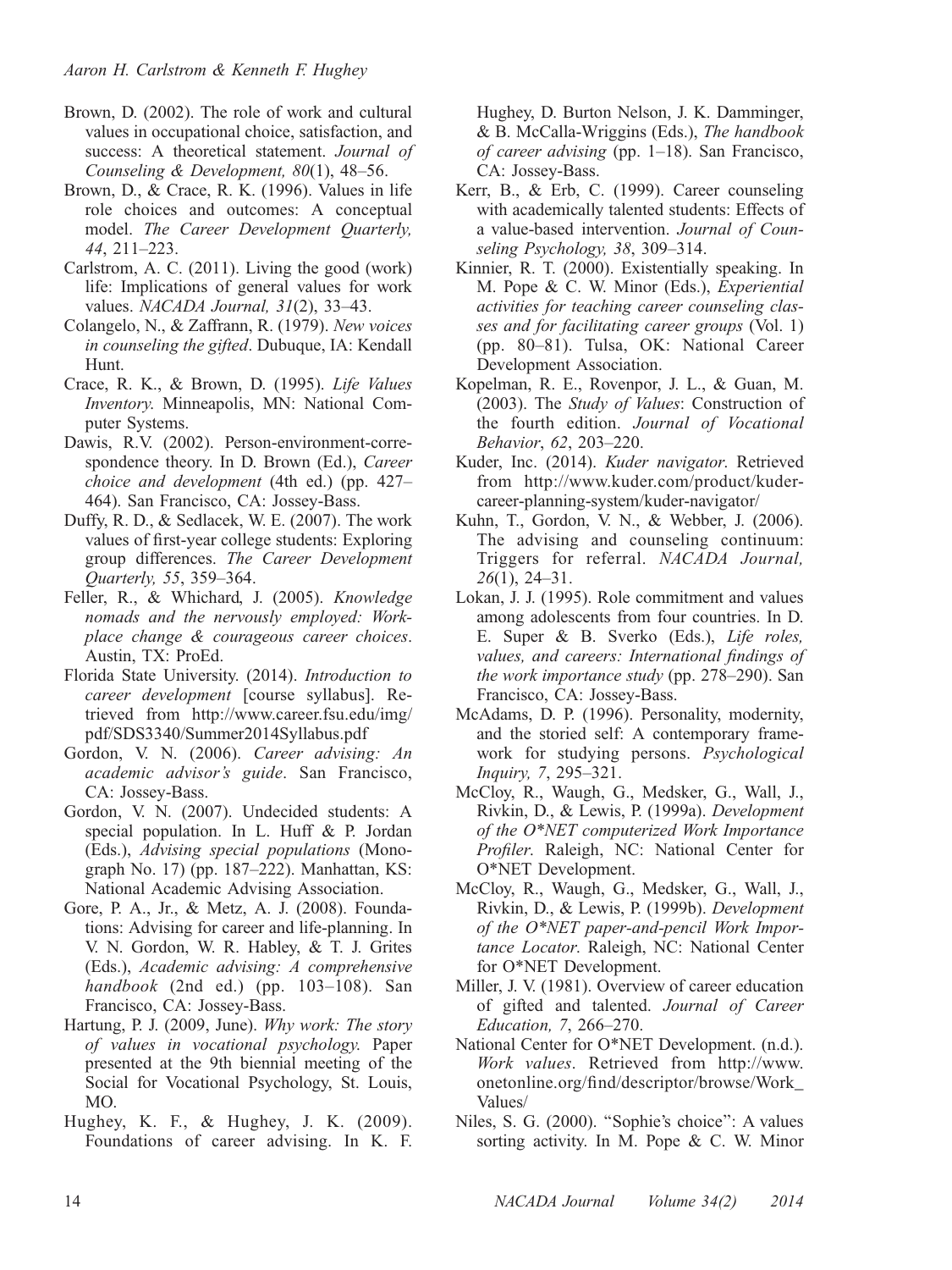Brown, D. (2002). The role of work and cultural values in occupational choice, satisfaction, and success: A theoretical statement. *Journal of Counseling & Development, 80*(1), 48–56.

Brown, D., & Crace, R. K. (1996). Values in life role choices and outcomes: A conceptual model. *The Career Development Quarterly, 44*, 211–223.

Carlstrom, A. C. (2011). Living the good (work) life: Implications of general values for work values. *NACADA Journal, 31*(2), 33–43.

Colangelo, N., & Zaffrann, R. (1979). *New voices in counseling the gifted*. Dubuque, IA: Kendall Hunt.

Crace, R. K., & Brown, D. (1995). *Life Values Inventory*. Minneapolis, MN: National Computer Systems.

Dawis, R.V. (2002). Person-environment-correspondence theory. In D. Brown (Ed.), *Career choice and development* (4th ed.) (pp. 427–464). San Francisco, CA: Jossey-Bass.

Duffy, R. D., & Sedlacek, W. E. (2007). The work values of first-year college students: Exploring group differences. *The Career Development Quarterly, 55*, 359–364.

Feller, R., & Whichard, J. (2005). *Knowledge nomads and the nervously employed: Workplace change & courageous career choices*. Austin, TX: ProEd.

Florida State University. (2014). *Introduction to career development* [course syllabus]. Retrieved from http://www.career.fsu.edu/img/pdf/SDS3340/Summer2014Syllabus.pdf

Gordon, V. N. (2006). *Career advising: An academic advisor's guide*. San Francisco, CA: Jossey-Bass.

Gordon, V. N. (2007). Undecided students: A special population. In L. Huff & P. Jordan (Eds.), *Advising special populations* (Monograph No. 17) (pp. 187–222). Manhattan, KS: National Academic Advising Association.

Gore, P. A., Jr., & Metz, A. J. (2008). Foundations: Advising for career and life-planning. In V. N. Gordon, W. R. Habley, & T. J. Grites (Eds.), *Academic advising: A comprehensive handbook* (2nd ed.) (pp. 103–108). San Francisco, CA: Jossey-Bass.

Hartung, P. J. (2009, June). *Why work: The story of values in vocational psychology.* Paper presented at the 9th biennial meeting of the Social for Vocational Psychology, St. Louis, MO.

Hughey, K. F., & Hughey, J. K. (2009). Foundations of career advising. In K. F. Hughey, D. Burton Nelson, J. K. Damminger, & B. McCalla-Wriggins (Eds.), *The handbook of career advising* (pp. 1–18). San Francisco, CA: Jossey-Bass.

Kerr, B., & Erb, C. (1999). Career counseling with academically talented students: Effects of a value-based intervention. *Journal of Counseling Psychology, 38*, 309–314.

Kinnier, R. T. (2000). Existentially speaking. In M. Pope & C. W. Minor (Eds.), *Experiential activities for teaching career counseling classes and for facilitating career groups* (Vol. 1) (pp. 80–81). Tulsa, OK: National Career Development Association.

Kopelman, R. E., Rovenpor, J. L., & Guan, M. (2003). The *Study of Values*: Construction of the fourth edition. *Journal of Vocational Behavior*, *62*, 203–220.

Kuder, Inc. (2014). *Kuder navigator*. Retrieved from http://www.kuder.com/product/kuder-career-planning-system/kuder-navigator/

Kuhn, T., Gordon, V. N., & Webber, J. (2006). The advising and counseling continuum: Triggers for referral. *NACADA Journal, 26*(1), 24–31.

Lokan, J. J. (1995). Role commitment and values among adolescents from four countries. In D. E. Super & B. Sverko (Eds.), *Life roles, values, and careers: International findings of the work importance study* (pp. 278–290). San Francisco, CA: Jossey-Bass.

McAdams, D. P. (1996). Personality, modernity, and the storied self: A contemporary framework for studying persons. *Psychological Inquiry, 7*, 295–321.

McCloy, R., Waugh, G., Medsker, G., Wall, J., Rivkin, D., & Lewis, P. (1999a). *Development of the O*NET computerized Work Importance Profiler*. Raleigh, NC: National Center for O*NET Development.

McCloy, R., Waugh, G., Medsker, G., Wall, J., Rivkin, D., & Lewis, P. (1999b). *Development of the O*NET paper-and-pencil Work Importance Locator*. Raleigh, NC: National Center for O*NET Development.

Miller, J. V. (1981). Overview of career education of gifted and talented. *Journal of Career Education, 7*, 266–270.

National Center for O*NET Development. (n.d.). *Work values*. Retrieved from http://www.onetonline.org/find/descriptor/browse/Work_Values/

Niles, S. G. (2000). "Sophie's choice": A values sorting activity. In M. Pope & C. W. Minor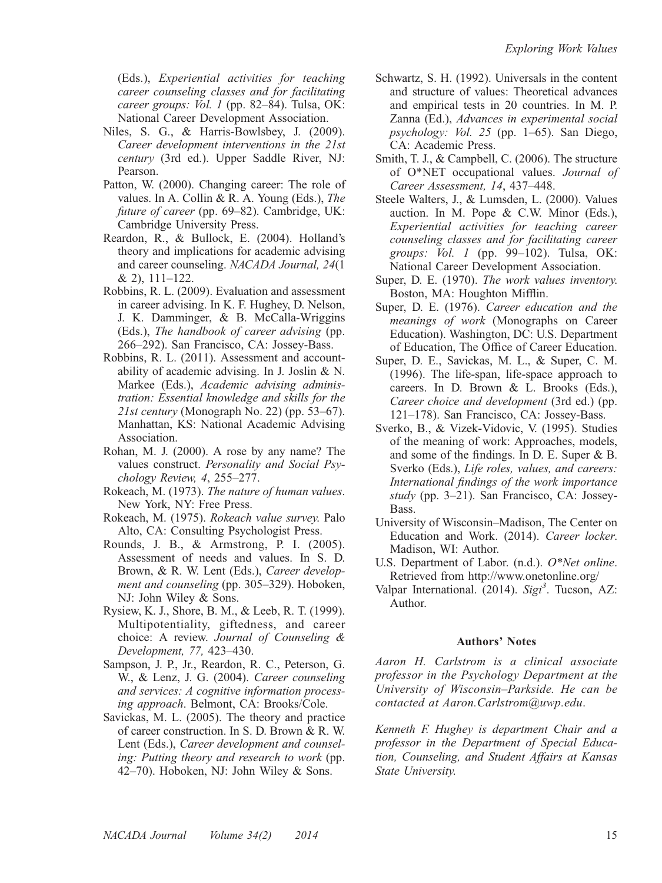(Eds.), *Experiential activities for teaching career counseling classes and for facilitating career groups: Vol. 1* (pp. 82–84). Tulsa, OK: National Career Development Association.

Niles, S. G., & Harris-Bowlsbey, J. (2009). *Career development interventions in the 21st century* (3rd ed.). Upper Saddle River, NJ: Pearson.

Patton, W. (2000). Changing career: The role of values. In A. Collin & R. A. Young (Eds.), *The future of career* (pp. 69–82). Cambridge, UK: Cambridge University Press.

Reardon, R., & Bullock, E. (2004). Holland's theory and implications for academic advising and career counseling. *NACADA Journal, 24*(1 & 2), 111–122.

Robbins, R. L. (2009). Evaluation and assessment in career advising. In K. F. Hughey, D. Nelson, J. K. Damminger, & B. McCalla-Wriggins (Eds.), *The handbook of career advising* (pp. 266–292). San Francisco, CA: Jossey-Bass.

Robbins, R. L. (2011). Assessment and accountability of academic advising. In J. Joslin & N. Markee (Eds.), *Academic advising administration: Essential knowledge and skills for the 21st century* (Monograph No. 22) (pp. 53–67). Manhattan, KS: National Academic Advising Association.

Rohan, M. J. (2000). A rose by any name? The values construct. *Personality and Social Psychology Review, 4*, 255–277.

Rokeach, M. (1973). *The nature of human values*. New York, NY: Free Press.

Rokeach, M. (1975). *Rokeach value survey*. Palo Alto, CA: Consulting Psychologist Press.

Rounds, J. B., & Armstrong, P. I. (2005). Assessment of needs and values. In S. D. Brown, & R. W. Lent (Eds.), *Career development and counseling* (pp. 305–329). Hoboken, NJ: John Wiley & Sons.

Rysiew, K. J., Shore, B. M., & Leeb, R. T. (1999). Multipotentiality, giftedness, and career choice: A review. *Journal of Counseling & Development, 77,* 423–430.

Sampson, J. P., Jr., Reardon, R. C., Peterson, G. W., & Lenz, J. G. (2004). *Career counseling and services: A cognitive information processing approach*. Belmont, CA: Brooks/Cole.

Savickas, M. L. (2005). The theory and practice of career construction. In S. D. Brown & R. W. Lent (Eds.), *Career development and counseling: Putting theory and research to work* (pp. 42–70). Hoboken, NJ: John Wiley & Sons.

Schwartz, S. H. (1992). Universals in the content and structure of values: Theoretical advances and empirical tests in 20 countries. In M. P. Zanna (Ed.), *Advances in experimental social psychology: Vol. 25* (pp. 1–65). San Diego, CA: Academic Press.

Smith, T. J., & Campbell, C. (2006). The structure of O*NET occupational values. *Journal of Career Assessment, 14*, 437–448.

Steele Walters, J., & Lumsden, L. (2000). Values auction. In M. Pope & C.W. Minor (Eds.), *Experiential activities for teaching career counseling classes and for facilitating career groups: Vol. 1* (pp. 99–102). Tulsa, OK: National Career Development Association.

Super, D. E. (1970). *The work values inventory*. Boston, MA: Houghton Mifflin.

Super, D. E. (1976). *Career education and the meanings of work* (Monographs on Career Education). Washington, DC: U.S. Department of Education, The Office of Career Education.

Super, D. E., Savickas, M. L., & Super, C. M. (1996). The life-span, life-space approach to careers. In D. Brown & L. Brooks (Eds.), *Career choice and development* (3rd ed.) (pp. 121–178). San Francisco, CA: Jossey-Bass.

Sverko, B., & Vizek-Vidovic, V. (1995). Studies of the meaning of work: Approaches, models, and some of the findings. In D. E. Super & B. Sverko (Eds.), *Life roles, values, and careers: International findings of the work importance study* (pp. 3–21). San Francisco, CA: Jossey-Bass.

University of Wisconsin–Madison, The Center on Education and Work. (2014). *Career locker*. Madison, WI: Author.

U.S. Department of Labor. (n.d.). *O*Net online*. Retrieved from http://www.onetonline.org/

Valpar International. (2014). *Sigi[3]*. Tucson, AZ: Author.

### Authors' Notes

*Aaron H. Carlstrom is a clinical associate professor in the Psychology Department at the University of Wisconsin–Parkside. He can be contacted at Aaron.Carlstrom@uwp.edu.*

*Kenneth F. Hughey is department Chair and a professor in the Department of Special Education, Counseling, and Student Affairs at Kansas State University.*